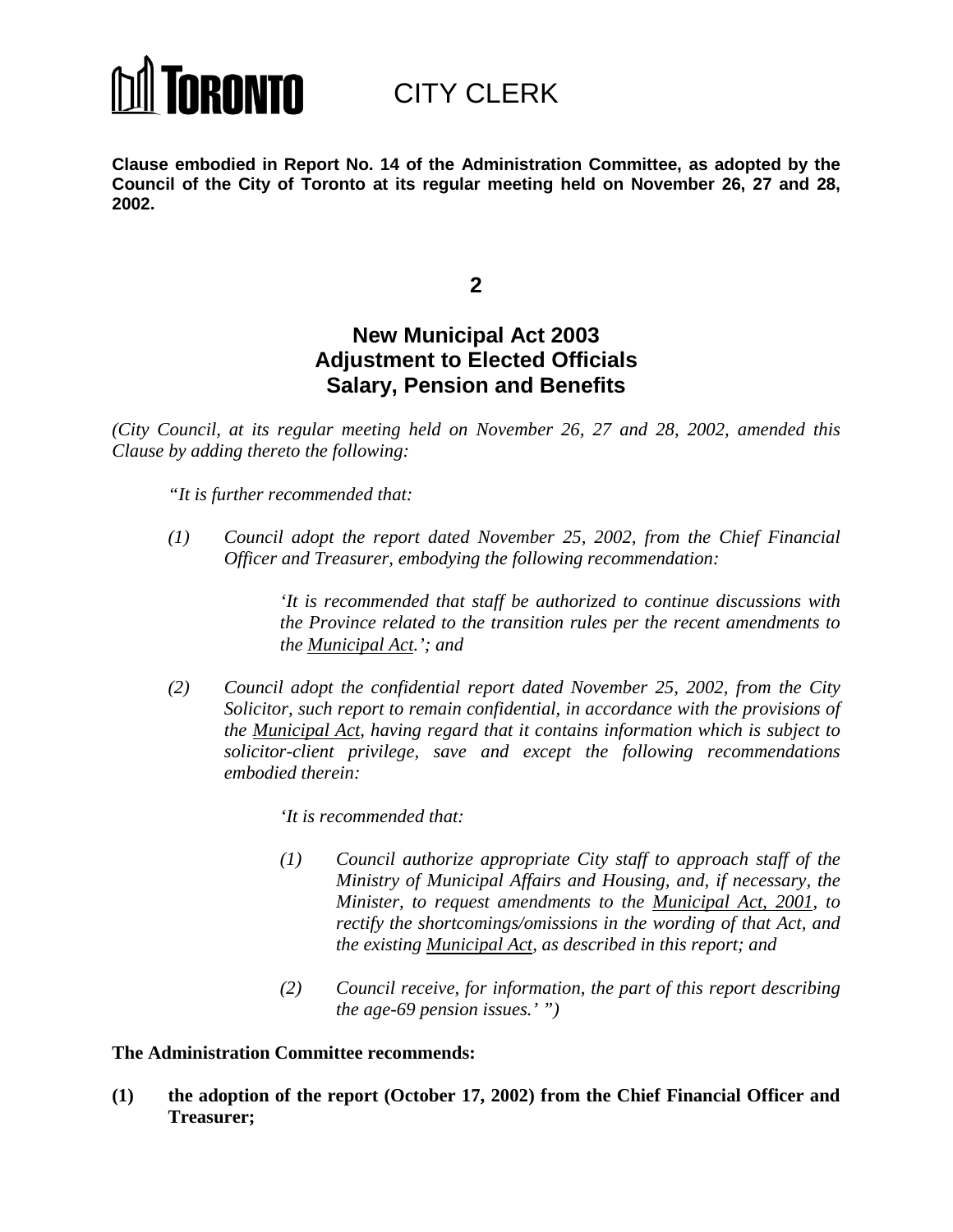# TORONTO CITY CLERK

**Clause embodied in Report No. 14 of the Administration Committee, as adopted by the Council of the City of Toronto at its regular meeting held on November 26, 27 and 28, 2002.**

## 2

## New Municipal Act 2003
## Adjustment to Elected Officials
## Salary, Pension and Benefits

*(City Council, at its regular meeting held on November 26, 27 and 28, 2002, amended this Clause by adding thereto the following:*

> *"It is further recommended that:*
>
> *(1) Council adopt the report dated November 25, 2002, from the Chief Financial Officer and Treasurer, embodying the following recommendation:*
>
> > *'It is recommended that staff be authorized to continue discussions with the Province related to the transition rules per the recent amendments to the Municipal Act.'; and*
>
> *(2) Council adopt the confidential report dated November 25, 2002, from the City Solicitor, such report to remain confidential, in accordance with the provisions of the Municipal Act, having regard that it contains information which is subject to solicitor-client privilege, save and except the following recommendations embodied therein:*
>
> > *'It is recommended that:*
> >
> > *(1) Council authorize appropriate City staff to approach staff of the Ministry of Municipal Affairs and Housing, and, if necessary, the Minister, to request amendments to the Municipal Act, 2001, to rectify the shortcomings/omissions in the wording of that Act, and the existing Municipal Act, as described in this report; and*
> >
> > *(2) Council receive, for information, the part of this report describing the age-69 pension issues.' ")*

**The Administration Committee recommends:**

**(1) the adoption of the report (October 17, 2002) from the Chief Financial Officer and Treasurer;**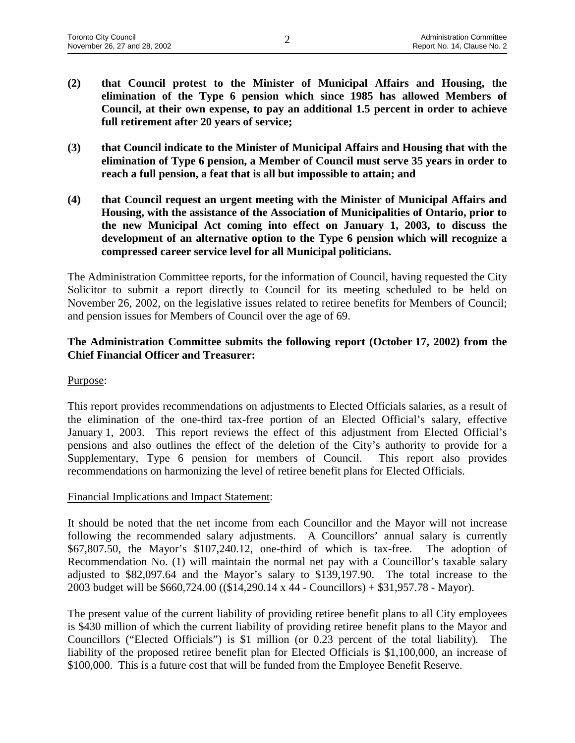**(2) that Council protest to the Minister of Municipal Affairs and Housing, the elimination of the Type 6 pension which since 1985 has allowed Members of Council, at their own expense, to pay an additional 1.5 percent in order to achieve full retirement after 20 years of service;**

**(3) that Council indicate to the Minister of Municipal Affairs and Housing that with the elimination of Type 6 pension, a Member of Council must serve 35 years in order to reach a full pension, a feat that is all but impossible to attain; and**

**(4) that Council request an urgent meeting with the Minister of Municipal Affairs and Housing, with the assistance of the Association of Municipalities of Ontario, prior to the new Municipal Act coming into effect on January 1, 2003, to discuss the development of an alternative option to the Type 6 pension which will recognize a compressed career service level for all Municipal politicians.**

The Administration Committee reports, for the information of Council, having requested the City Solicitor to submit a report directly to Council for its meeting scheduled to be held on November 26, 2002, on the legislative issues related to retiree benefits for Members of Council; and pension issues for Members of Council over the age of 69.

**The Administration Committee submits the following report (October 17, 2002) from the Chief Financial Officer and Treasurer:**

Purpose:

This report provides recommendations on adjustments to Elected Officials salaries, as a result of the elimination of the one-third tax-free portion of an Elected Official's salary, effective January 1, 2003. This report reviews the effect of this adjustment from Elected Official's pensions and also outlines the effect of the deletion of the City's authority to provide for a Supplementary, Type 6 pension for members of Council. This report also provides recommendations on harmonizing the level of retiree benefit plans for Elected Officials.

Financial Implications and Impact Statement:

It should be noted that the net income from each Councillor and the Mayor will not increase following the recommended salary adjustments. A Councillors' annual salary is currently $67,807.50, the Mayor's $107,240.12, one-third of which is tax-free. The adoption of Recommendation No. (1) will maintain the normal net pay with a Councillor's taxable salary adjusted to $82,097.64 and the Mayor's salary to $139,197.90. The total increase to the 2003 budget will be $660,724.00 (($14,290.14 x 44 - Councillors) + $31,957.78 - Mayor).

The present value of the current liability of providing retiree benefit plans to all City employees is $430 million of which the current liability of providing retiree benefit plans to the Mayor and Councillors ("Elected Officials") is $1 million (or 0.23 percent of the total liability). The liability of the proposed retiree benefit plan for Elected Officials is $1,100,000, an increase of $100,000. This is a future cost that will be funded from the Employee Benefit Reserve.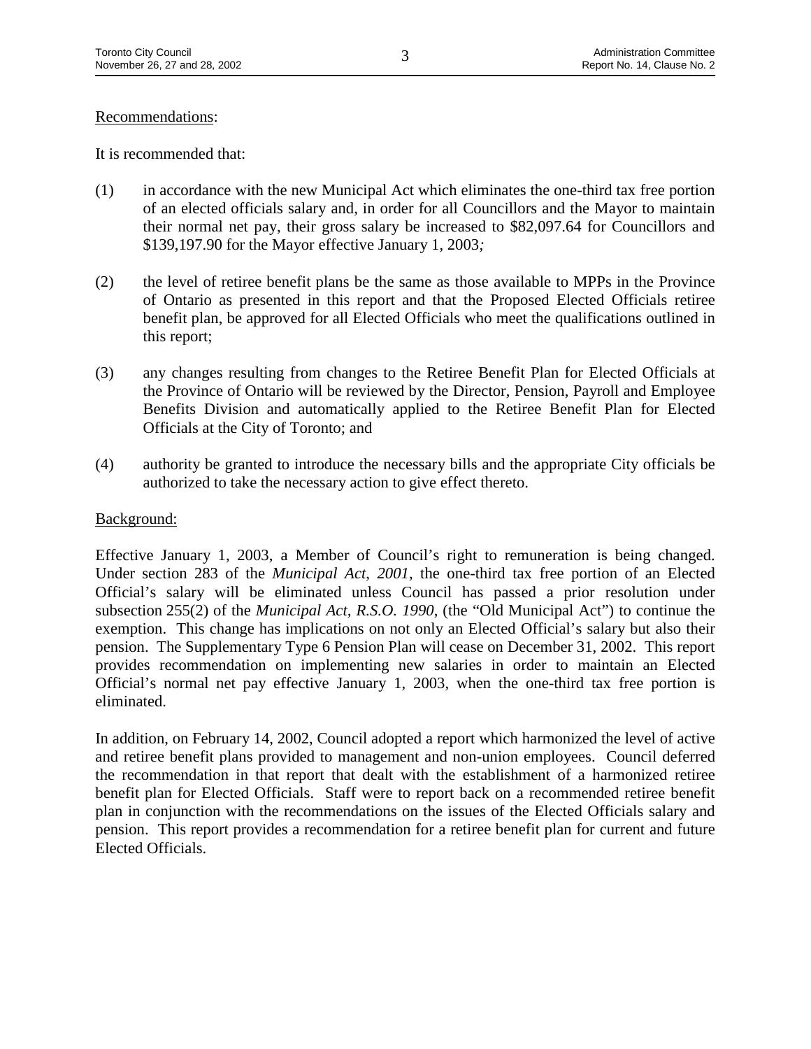Recommendations:

It is recommended that:

(1) in accordance with the new Municipal Act which eliminates the one-third tax free portion of an elected officials salary and, in order for all Councillors and the Mayor to maintain their normal net pay, their gross salary be increased to $82,097.64 for Councillors and $139,197.90 for the Mayor effective January 1, 2003*;*

(2) the level of retiree benefit plans be the same as those available to MPPs in the Province of Ontario as presented in this report and that the Proposed Elected Officials retiree benefit plan, be approved for all Elected Officials who meet the qualifications outlined in this report;

(3) any changes resulting from changes to the Retiree Benefit Plan for Elected Officials at the Province of Ontario will be reviewed by the Director, Pension, Payroll and Employee Benefits Division and automatically applied to the Retiree Benefit Plan for Elected Officials at the City of Toronto; and

(4) authority be granted to introduce the necessary bills and the appropriate City officials be authorized to take the necessary action to give effect thereto.

Background:

Effective January 1, 2003, a Member of Council's right to remuneration is being changed. Under section 283 of the *Municipal Act, 2001,* the one-third tax free portion of an Elected Official's salary will be eliminated unless Council has passed a prior resolution under subsection 255(2) of the *Municipal Act, R.S.O. 1990*, (the "Old Municipal Act") to continue the exemption. This change has implications on not only an Elected Official's salary but also their pension. The Supplementary Type 6 Pension Plan will cease on December 31, 2002. This report provides recommendation on implementing new salaries in order to maintain an Elected Official's normal net pay effective January 1, 2003, when the one-third tax free portion is eliminated.

In addition, on February 14, 2002, Council adopted a report which harmonized the level of active and retiree benefit plans provided to management and non-union employees. Council deferred the recommendation in that report that dealt with the establishment of a harmonized retiree benefit plan for Elected Officials. Staff were to report back on a recommended retiree benefit plan in conjunction with the recommendations on the issues of the Elected Officials salary and pension. This report provides a recommendation for a retiree benefit plan for current and future Elected Officials.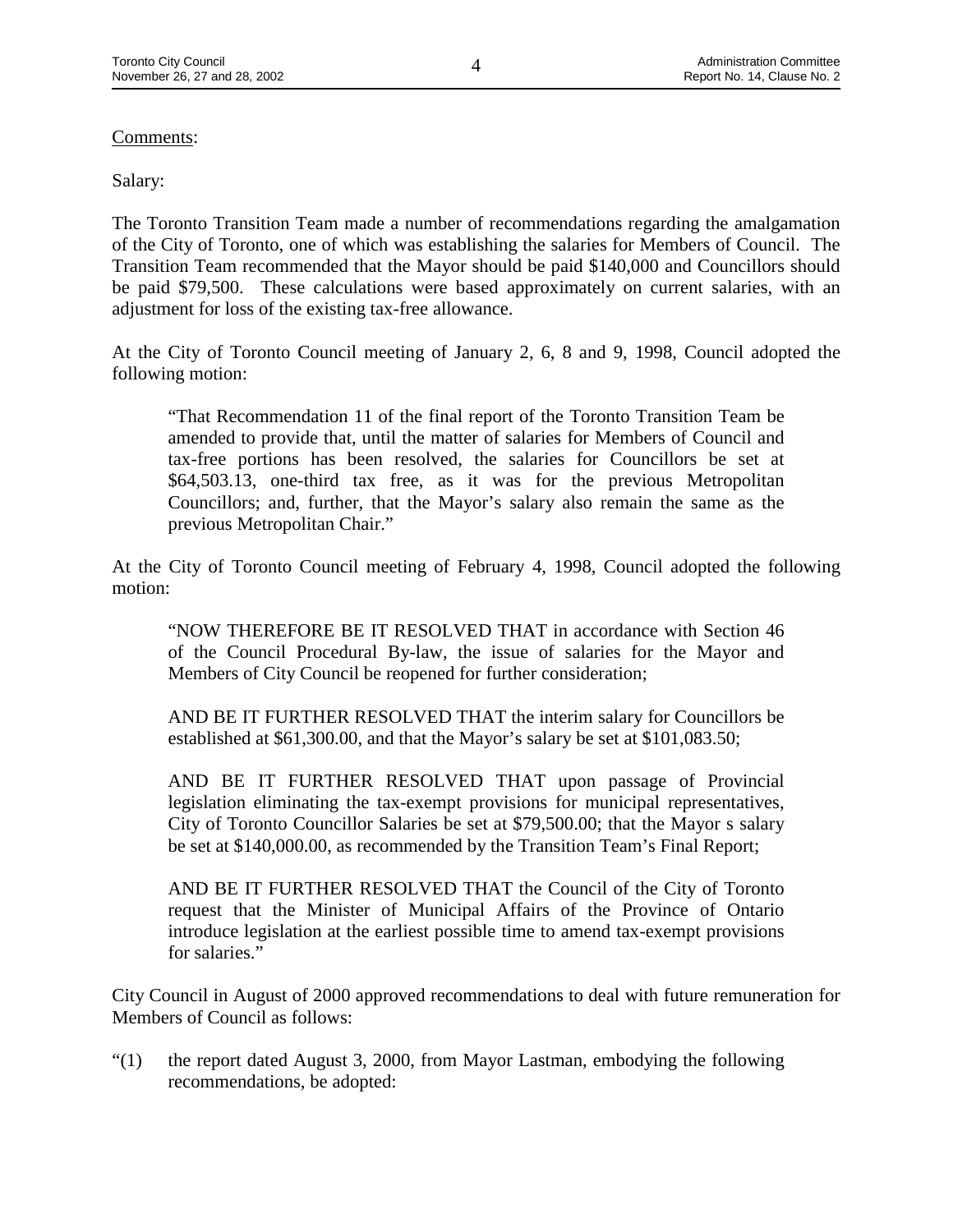Comments:

Salary:

The Toronto Transition Team made a number of recommendations regarding the amalgamation of the City of Toronto, one of which was establishing the salaries for Members of Council. The Transition Team recommended that the Mayor should be paid $140,000 and Councillors should be paid $79,500. These calculations were based approximately on current salaries, with an adjustment for loss of the existing tax-free allowance.

At the City of Toronto Council meeting of January 2, 6, 8 and 9, 1998, Council adopted the following motion:

> "That Recommendation 11 of the final report of the Toronto Transition Team be amended to provide that, until the matter of salaries for Members of Council and tax-free portions has been resolved, the salaries for Councillors be set at $64,503.13, one-third tax free, as it was for the previous Metropolitan Councillors; and, further, that the Mayor's salary also remain the same as the previous Metropolitan Chair."

At the City of Toronto Council meeting of February 4, 1998, Council adopted the following motion:

> "NOW THEREFORE BE IT RESOLVED THAT in accordance with Section 46 of the Council Procedural By-law, the issue of salaries for the Mayor and Members of City Council be reopened for further consideration;
>
> AND BE IT FURTHER RESOLVED THAT the interim salary for Councillors be established at $61,300.00, and that the Mayor's salary be set at $101,083.50;
>
> AND BE IT FURTHER RESOLVED THAT upon passage of Provincial legislation eliminating the tax-exempt provisions for municipal representatives, City of Toronto Councillor Salaries be set at $79,500.00; that the Mayor s salary be set at $140,000.00, as recommended by the Transition Team's Final Report;
>
> AND BE IT FURTHER RESOLVED THAT the Council of the City of Toronto request that the Minister of Municipal Affairs of the Province of Ontario introduce legislation at the earliest possible time to amend tax-exempt provisions for salaries."

City Council in August of 2000 approved recommendations to deal with future remuneration for Members of Council as follows:

"(1) the report dated August 3, 2000, from Mayor Lastman, embodying the following recommendations, be adopted: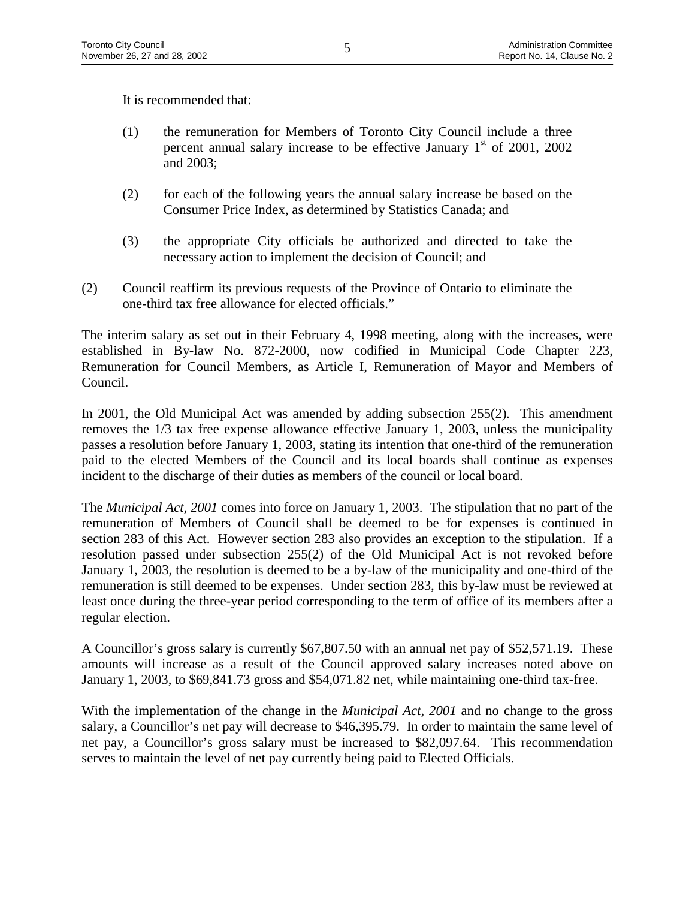It is recommended that:

(1) the remuneration for Members of Toronto City Council include a three percent annual salary increase to be effective January 1st of 2001, 2002 and 2003;

(2) for each of the following years the annual salary increase be based on the Consumer Price Index, as determined by Statistics Canada; and

(3) the appropriate City officials be authorized and directed to take the necessary action to implement the decision of Council; and

(2) Council reaffirm its previous requests of the Province of Ontario to eliminate the one-third tax free allowance for elected officials."

The interim salary as set out in their February 4, 1998 meeting, along with the increases, were established in By-law No. 872-2000, now codified in Municipal Code Chapter 223, Remuneration for Council Members, as Article I, Remuneration of Mayor and Members of Council.

In 2001, the Old Municipal Act was amended by adding subsection 255(2). This amendment removes the 1/3 tax free expense allowance effective January 1, 2003, unless the municipality passes a resolution before January 1, 2003, stating its intention that one-third of the remuneration paid to the elected Members of the Council and its local boards shall continue as expenses incident to the discharge of their duties as members of the council or local board.

The *Municipal Act, 2001* comes into force on January 1, 2003. The stipulation that no part of the remuneration of Members of Council shall be deemed to be for expenses is continued in section 283 of this Act. However section 283 also provides an exception to the stipulation. If a resolution passed under subsection 255(2) of the Old Municipal Act is not revoked before January 1, 2003, the resolution is deemed to be a by-law of the municipality and one-third of the remuneration is still deemed to be expenses. Under section 283, this by-law must be reviewed at least once during the three-year period corresponding to the term of office of its members after a regular election.

A Councillor's gross salary is currently $67,807.50 with an annual net pay of $52,571.19. These amounts will increase as a result of the Council approved salary increases noted above on January 1, 2003, to $69,841.73 gross and $54,071.82 net, while maintaining one-third tax-free.

With the implementation of the change in the *Municipal Act, 2001* and no change to the gross salary, a Councillor's net pay will decrease to $46,395.79. In order to maintain the same level of net pay, a Councillor's gross salary must be increased to $82,097.64. This recommendation serves to maintain the level of net pay currently being paid to Elected Officials.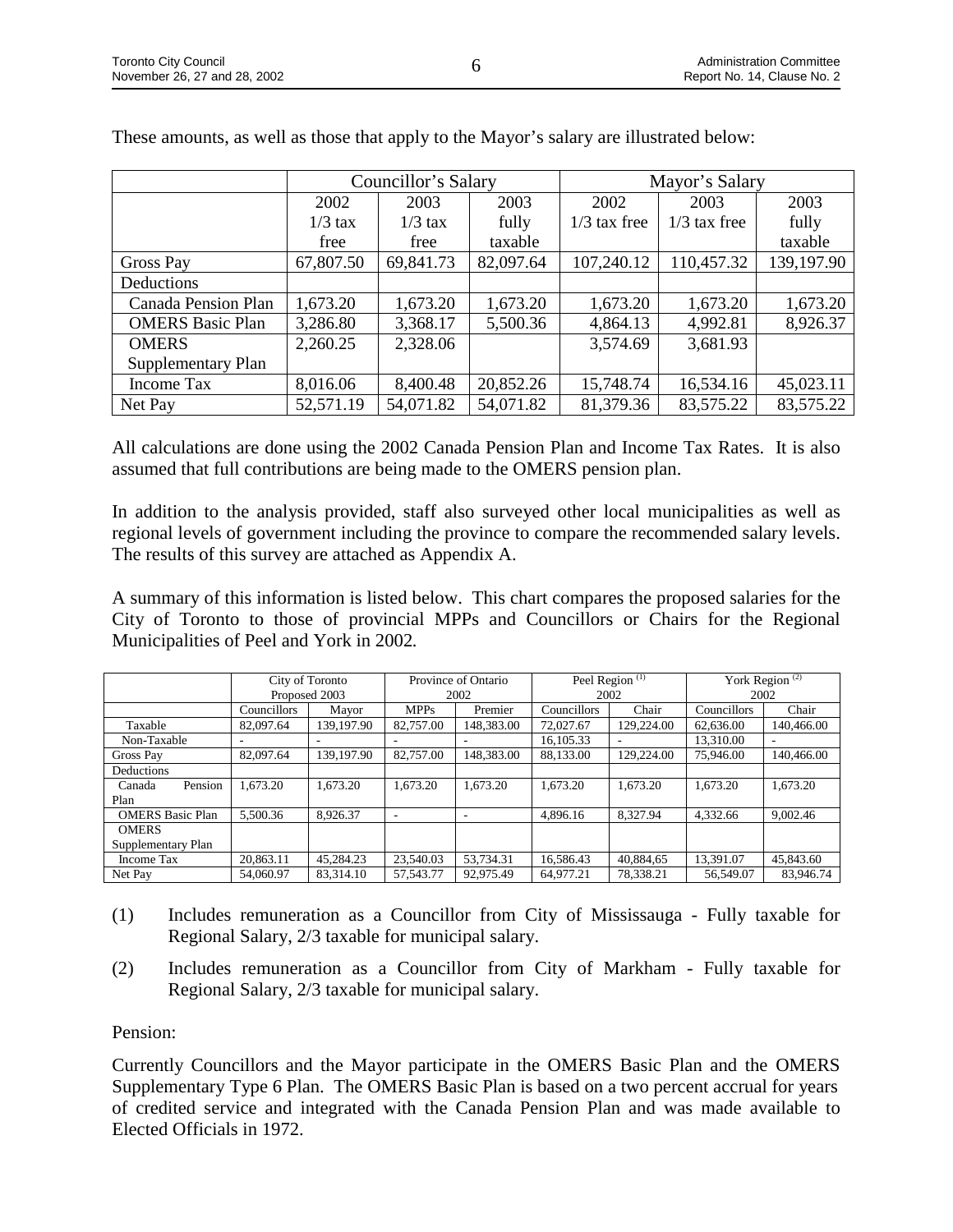These amounts, as well as those that apply to the Mayor's salary are illustrated below:

| | Councillor's Salary | | | Mayor's Salary | | |
|---|---|---|---|---|---|---|
| | 2002 1/3 tax free | 2003 1/3 tax free | 2003 fully taxable | 2002 1/3 tax free | 2003 1/3 tax free | 2003 fully taxable |
| Gross Pay | 67,807.50 | 69,841.73 | 82,097.64 | 107,240.12 | 110,457.32 | 139,197.90 |
| Deductions | | | | | | |
| Canada Pension Plan | 1,673.20 | 1,673.20 | 1,673.20 | 1,673.20 | 1,673.20 | 1,673.20 |
| OMERS Basic Plan | 3,286.80 | 3,368.17 | 5,500.36 | 4,864.13 | 4,992.81 | 8,926.37 |
| OMERS Supplementary Plan | 2,260.25 | 2,328.06 | | 3,574.69 | 3,681.93 | |
| Income Tax | 8,016.06 | 8,400.48 | 20,852.26 | 15,748.74 | 16,534.16 | 45,023.11 |
| Net Pay | 52,571.19 | 54,071.82 | 54,071.82 | 81,379.36 | 83,575.22 | 83,575.22 |

All calculations are done using the 2002 Canada Pension Plan and Income Tax Rates. It is also assumed that full contributions are being made to the OMERS pension plan.

In addition to the analysis provided, staff also surveyed other local municipalities as well as regional levels of government including the province to compare the recommended salary levels. The results of this survey are attached as Appendix A.

A summary of this information is listed below. This chart compares the proposed salaries for the City of Toronto to those of provincial MPPs and Councillors or Chairs for the Regional Municipalities of Peel and York in 2002.

| | City of Toronto Proposed 2003 | | Province of Ontario 2002 | | Peel Region (1) 2002 | | York Region (2) 2002 | |
|---|---|---|---|---|---|---|---|---|
| | Councillors | Mayor | MPPs | Premier | Councillors | Chair | Councillors | Chair |
| Taxable | 82,097.64 | 139,197.90 | 82,757.00 | 148,383.00 | 72,027.67 | 129,224.00 | 62,636.00 | 140,466.00 |
| Non-Taxable | - | - | - | - | 16,105.33 | - | 13,310.00 | - |
| Gross Pay | 82,097.64 | 139,197.90 | 82,757.00 | 148,383.00 | 88,133.00 | 129,224.00 | 75,946.00 | 140,466.00 |
| Deductions | | | | | | | | |
| Canada Pension Plan | 1,673.20 | 1,673.20 | 1,673.20 | 1,673.20 | 1,673.20 | 1,673.20 | 1,673.20 | 1,673.20 |
| OMERS Basic Plan | 5,500.36 | 8,926.37 | - | - | 4,896.16 | 8,327.94 | 4,332.66 | 9,002.46 |
| OMERS Supplementary Plan | | | | | | | | |
| Income Tax | 20,863.11 | 45,284.23 | 23,540.03 | 53,734.31 | 16,586.43 | 40,884,65 | 13,391.07 | 45,843.60 |
| Net Pay | 54,060.97 | 83,314.10 | 57,543.77 | 92,975.49 | 64,977.21 | 78,338.21 | 56,549.07 | 83,946.74 |

(1) Includes remuneration as a Councillor from City of Mississauga - Fully taxable for Regional Salary, 2/3 taxable for municipal salary.

(2) Includes remuneration as a Councillor from City of Markham - Fully taxable for Regional Salary, 2/3 taxable for municipal salary.

Pension:

Currently Councillors and the Mayor participate in the OMERS Basic Plan and the OMERS Supplementary Type 6 Plan. The OMERS Basic Plan is based on a two percent accrual for years of credited service and integrated with the Canada Pension Plan and was made available to Elected Officials in 1972.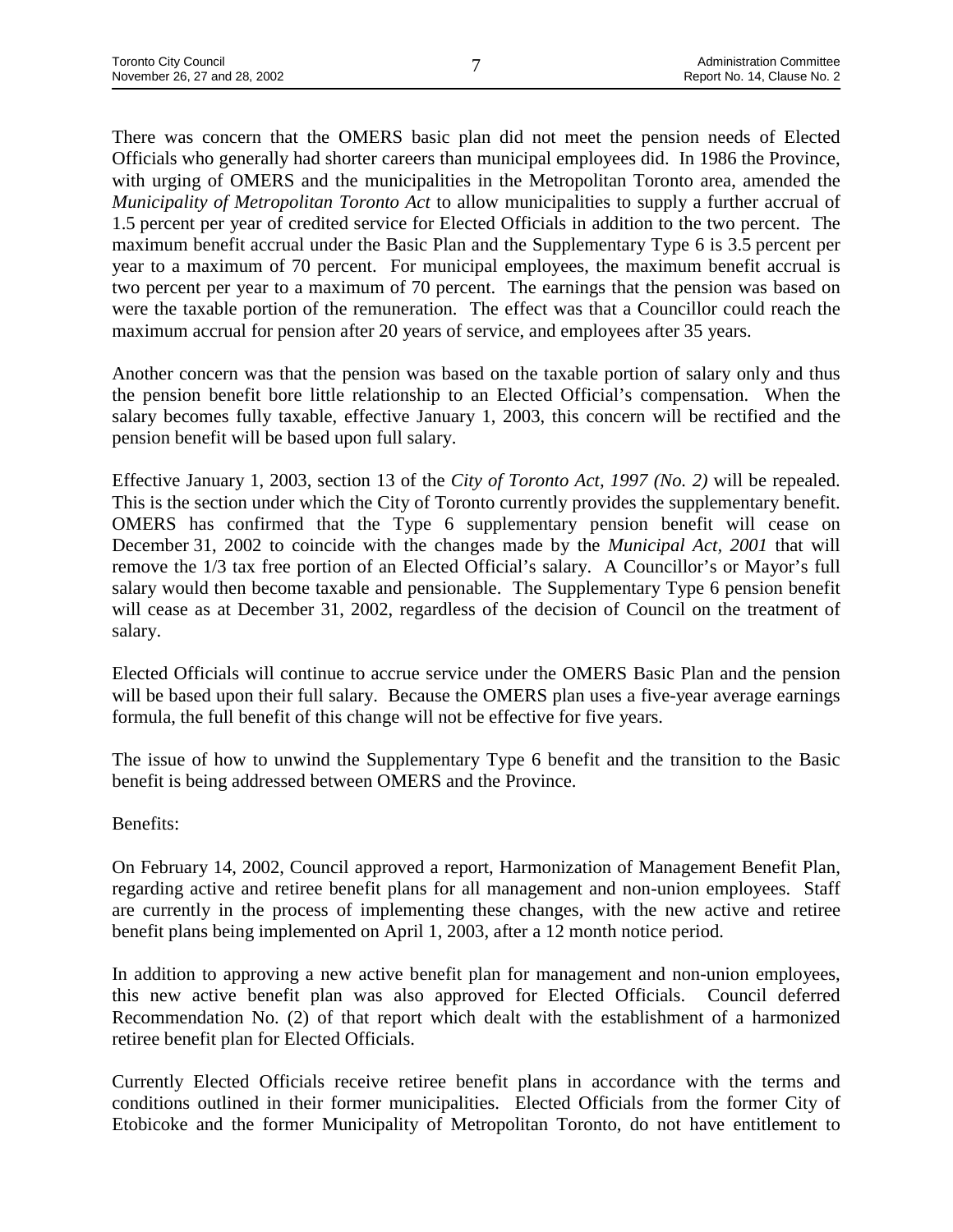There was concern that the OMERS basic plan did not meet the pension needs of Elected Officials who generally had shorter careers than municipal employees did. In 1986 the Province, with urging of OMERS and the municipalities in the Metropolitan Toronto area, amended the *Municipality of Metropolitan Toronto Act* to allow municipalities to supply a further accrual of 1.5 percent per year of credited service for Elected Officials in addition to the two percent. The maximum benefit accrual under the Basic Plan and the Supplementary Type 6 is 3.5 percent per year to a maximum of 70 percent. For municipal employees, the maximum benefit accrual is two percent per year to a maximum of 70 percent. The earnings that the pension was based on were the taxable portion of the remuneration. The effect was that a Councillor could reach the maximum accrual for pension after 20 years of service, and employees after 35 years.

Another concern was that the pension was based on the taxable portion of salary only and thus the pension benefit bore little relationship to an Elected Official's compensation. When the salary becomes fully taxable, effective January 1, 2003, this concern will be rectified and the pension benefit will be based upon full salary.

Effective January 1, 2003, section 13 of the *City of Toronto Act, 1997 (No. 2)* will be repealed. This is the section under which the City of Toronto currently provides the supplementary benefit. OMERS has confirmed that the Type 6 supplementary pension benefit will cease on December 31, 2002 to coincide with the changes made by the *Municipal Act, 2001* that will remove the 1/3 tax free portion of an Elected Official's salary. A Councillor's or Mayor's full salary would then become taxable and pensionable. The Supplementary Type 6 pension benefit will cease as at December 31, 2002, regardless of the decision of Council on the treatment of salary.

Elected Officials will continue to accrue service under the OMERS Basic Plan and the pension will be based upon their full salary. Because the OMERS plan uses a five-year average earnings formula, the full benefit of this change will not be effective for five years.

The issue of how to unwind the Supplementary Type 6 benefit and the transition to the Basic benefit is being addressed between OMERS and the Province.

Benefits:

On February 14, 2002, Council approved a report, Harmonization of Management Benefit Plan, regarding active and retiree benefit plans for all management and non-union employees. Staff are currently in the process of implementing these changes, with the new active and retiree benefit plans being implemented on April 1, 2003, after a 12 month notice period.

In addition to approving a new active benefit plan for management and non-union employees, this new active benefit plan was also approved for Elected Officials. Council deferred Recommendation No. (2) of that report which dealt with the establishment of a harmonized retiree benefit plan for Elected Officials.

Currently Elected Officials receive retiree benefit plans in accordance with the terms and conditions outlined in their former municipalities. Elected Officials from the former City of Etobicoke and the former Municipality of Metropolitan Toronto, do not have entitlement to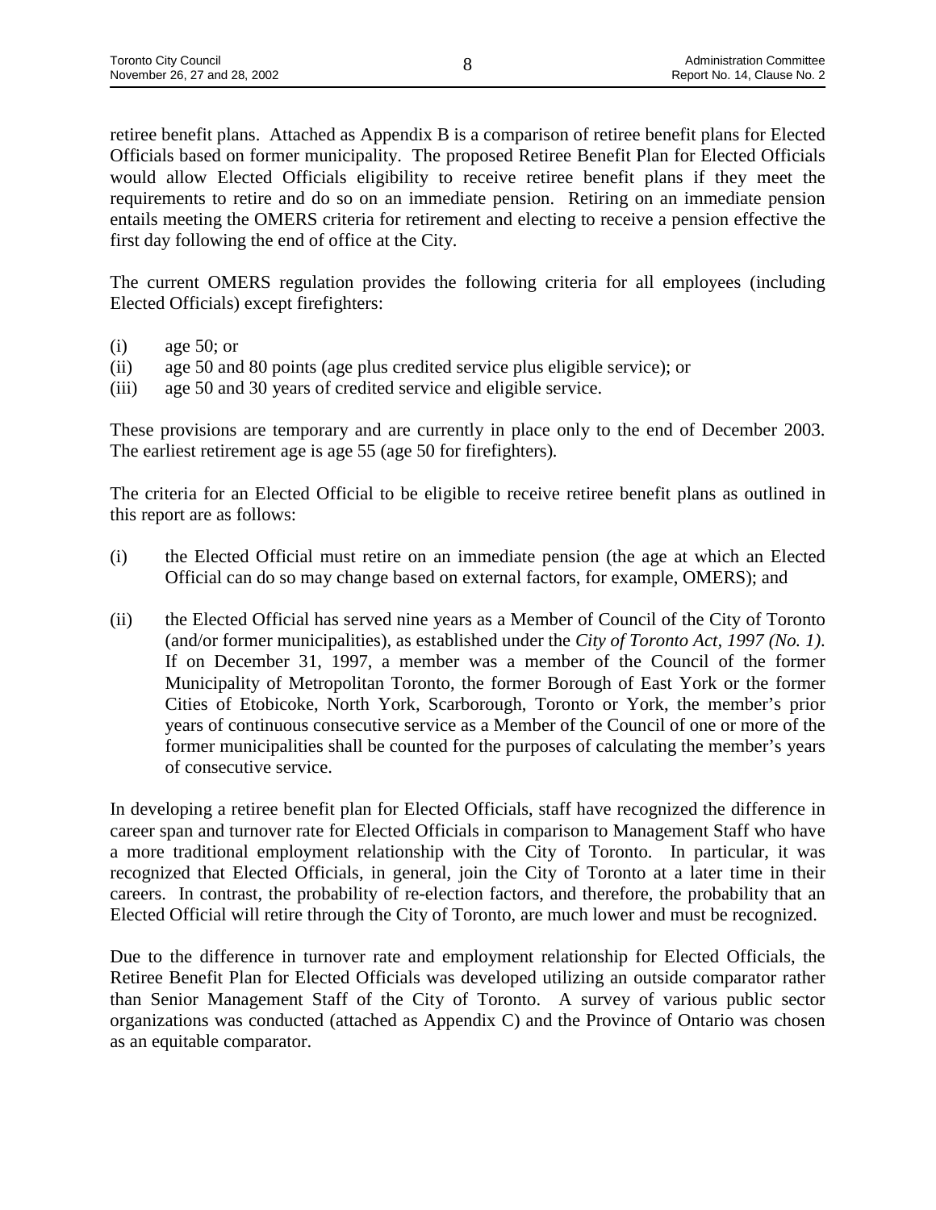retiree benefit plans. Attached as Appendix B is a comparison of retiree benefit plans for Elected Officials based on former municipality. The proposed Retiree Benefit Plan for Elected Officials would allow Elected Officials eligibility to receive retiree benefit plans if they meet the requirements to retire and do so on an immediate pension. Retiring on an immediate pension entails meeting the OMERS criteria for retirement and electing to receive a pension effective the first day following the end of office at the City.

The current OMERS regulation provides the following criteria for all employees (including Elected Officials) except firefighters:

(i) age 50; or
(ii) age 50 and 80 points (age plus credited service plus eligible service); or
(iii) age 50 and 30 years of credited service and eligible service.

These provisions are temporary and are currently in place only to the end of December 2003. The earliest retirement age is age 55 (age 50 for firefighters).

The criteria for an Elected Official to be eligible to receive retiree benefit plans as outlined in this report are as follows:

(i) the Elected Official must retire on an immediate pension (the age at which an Elected Official can do so may change based on external factors, for example, OMERS); and

(ii) the Elected Official has served nine years as a Member of Council of the City of Toronto (and/or former municipalities), as established under the *City of Toronto Act, 1997 (No. 1)*. If on December 31, 1997, a member was a member of the Council of the former Municipality of Metropolitan Toronto, the former Borough of East York or the former Cities of Etobicoke, North York, Scarborough, Toronto or York, the member's prior years of continuous consecutive service as a Member of the Council of one or more of the former municipalities shall be counted for the purposes of calculating the member's years of consecutive service.

In developing a retiree benefit plan for Elected Officials, staff have recognized the difference in career span and turnover rate for Elected Officials in comparison to Management Staff who have a more traditional employment relationship with the City of Toronto. In particular, it was recognized that Elected Officials, in general, join the City of Toronto at a later time in their careers. In contrast, the probability of re-election factors, and therefore, the probability that an Elected Official will retire through the City of Toronto, are much lower and must be recognized.

Due to the difference in turnover rate and employment relationship for Elected Officials, the Retiree Benefit Plan for Elected Officials was developed utilizing an outside comparator rather than Senior Management Staff of the City of Toronto. A survey of various public sector organizations was conducted (attached as Appendix C) and the Province of Ontario was chosen as an equitable comparator.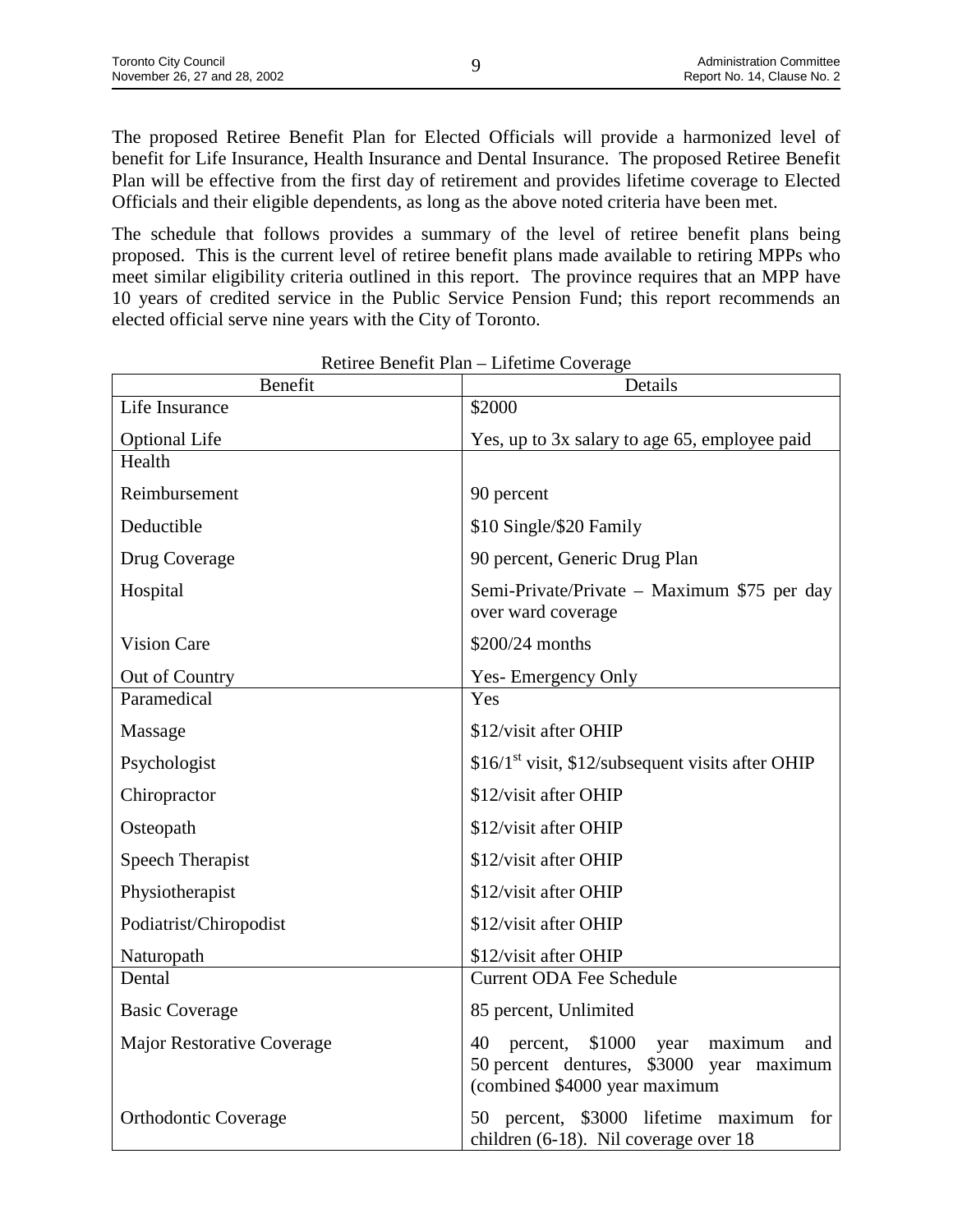The proposed Retiree Benefit Plan for Elected Officials will provide a harmonized level of benefit for Life Insurance, Health Insurance and Dental Insurance. The proposed Retiree Benefit Plan will be effective from the first day of retirement and provides lifetime coverage to Elected Officials and their eligible dependents, as long as the above noted criteria have been met.

The schedule that follows provides a summary of the level of retiree benefit plans being proposed. This is the current level of retiree benefit plans made available to retiring MPPs who meet similar eligibility criteria outlined in this report. The province requires that an MPP have 10 years of credited service in the Public Service Pension Fund; this report recommends an elected official serve nine years with the City of Toronto.

Retiree Benefit Plan – Lifetime Coverage

| Benefit | Details |
|---|---|
| Life Insurance | \$2000 |
| Optional Life | Yes, up to 3x salary to age 65, employee paid |
| Health | |
| Reimbursement | 90 percent |
| Deductible | \$10 Single/\$20 Family |
| Drug Coverage | 90 percent, Generic Drug Plan |
| Hospital | Semi-Private/Private – Maximum \$75 per day over ward coverage |
| Vision Care | \$200/24 months |
| Out of Country | Yes- Emergency Only |
| Paramedical | Yes |
| Massage | \$12/visit after OHIP |
| Psychologist | \$16/1st visit, \$12/subsequent visits after OHIP |
| Chiropractor | \$12/visit after OHIP |
| Osteopath | \$12/visit after OHIP |
| Speech Therapist | \$12/visit after OHIP |
| Physiotherapist | \$12/visit after OHIP |
| Podiatrist/Chiropodist | \$12/visit after OHIP |
| Naturopath | \$12/visit after OHIP |
| Dental | Current ODA Fee Schedule |
| Basic Coverage | 85 percent, Unlimited |
| Major Restorative Coverage | 40 percent, \$1000 year maximum and 50 percent dentures, \$3000 year maximum (combined \$4000 year maximum |
| Orthodontic Coverage | 50 percent, \$3000 lifetime maximum for children (6-18). Nil coverage over 18 |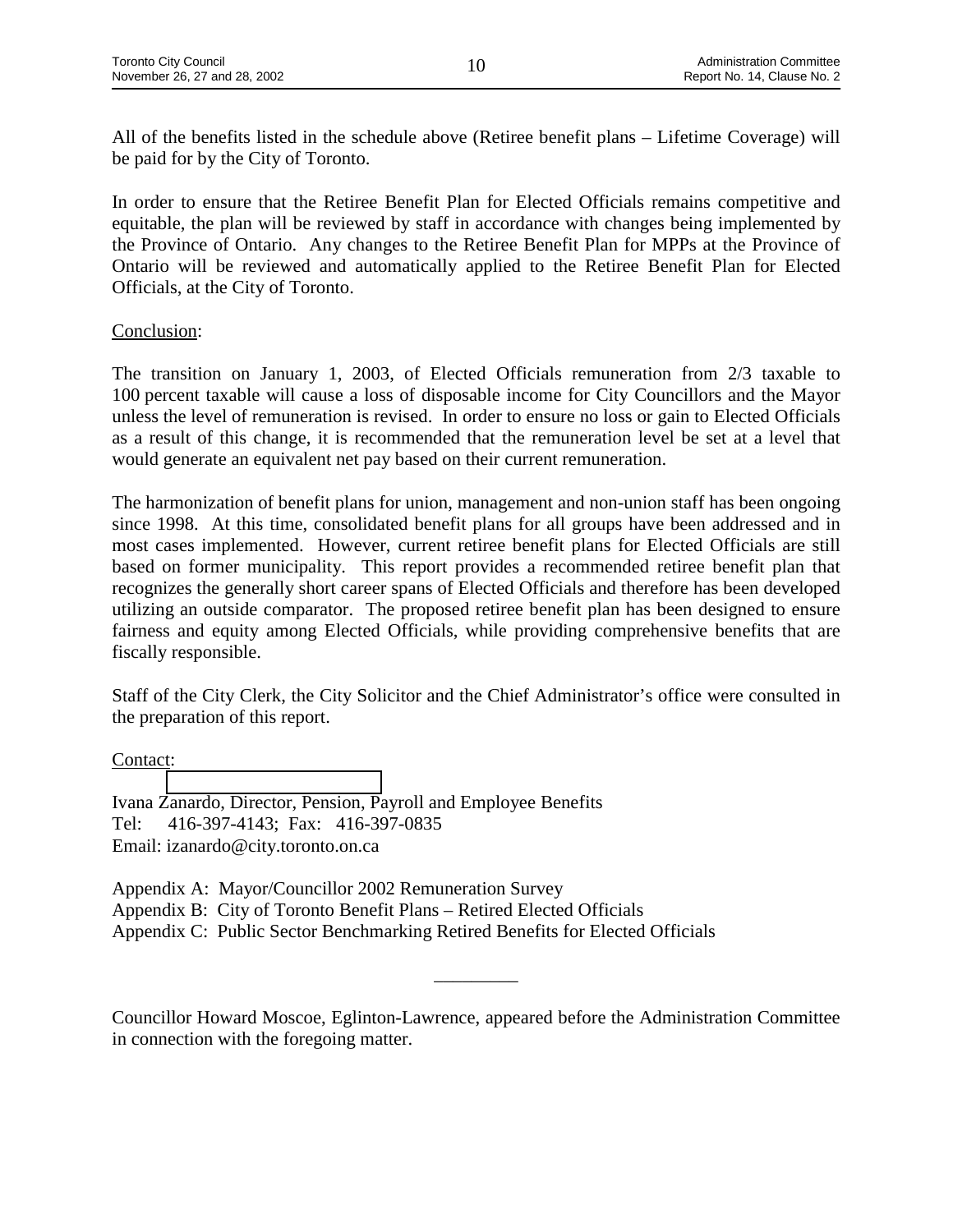All of the benefits listed in the schedule above (Retiree benefit plans – Lifetime Coverage) will be paid for by the City of Toronto.

In order to ensure that the Retiree Benefit Plan for Elected Officials remains competitive and equitable, the plan will be reviewed by staff in accordance with changes being implemented by the Province of Ontario. Any changes to the Retiree Benefit Plan for MPPs at the Province of Ontario will be reviewed and automatically applied to the Retiree Benefit Plan for Elected Officials, at the City of Toronto.

Conclusion:

The transition on January 1, 2003, of Elected Officials remuneration from 2/3 taxable to 100 percent taxable will cause a loss of disposable income for City Councillors and the Mayor unless the level of remuneration is revised. In order to ensure no loss or gain to Elected Officials as a result of this change, it is recommended that the remuneration level be set at a level that would generate an equivalent net pay based on their current remuneration.

The harmonization of benefit plans for union, management and non-union staff has been ongoing since 1998. At this time, consolidated benefit plans for all groups have been addressed and in most cases implemented. However, current retiree benefit plans for Elected Officials are still based on former municipality. This report provides a recommended retiree benefit plan that recognizes the generally short career spans of Elected Officials and therefore has been developed utilizing an outside comparator. The proposed retiree benefit plan has been designed to ensure fairness and equity among Elected Officials, while providing comprehensive benefits that are fiscally responsible.

Staff of the City Clerk, the City Solicitor and the Chief Administrator's office were consulted in the preparation of this report.

Contact:

Ivana Zanardo, Director, Pension, Payroll and Employee Benefits
Tel: 416-397-4143; Fax: 416-397-0835
Email: izanardo@city.toronto.on.ca

Appendix A: Mayor/Councillor 2002 Remuneration Survey
Appendix B: City of Toronto Benefit Plans – Retired Elected Officials
Appendix C: Public Sector Benchmarking Retired Benefits for Elected Officials

---

Councillor Howard Moscoe, Eglinton-Lawrence, appeared before the Administration Committee in connection with the foregoing matter.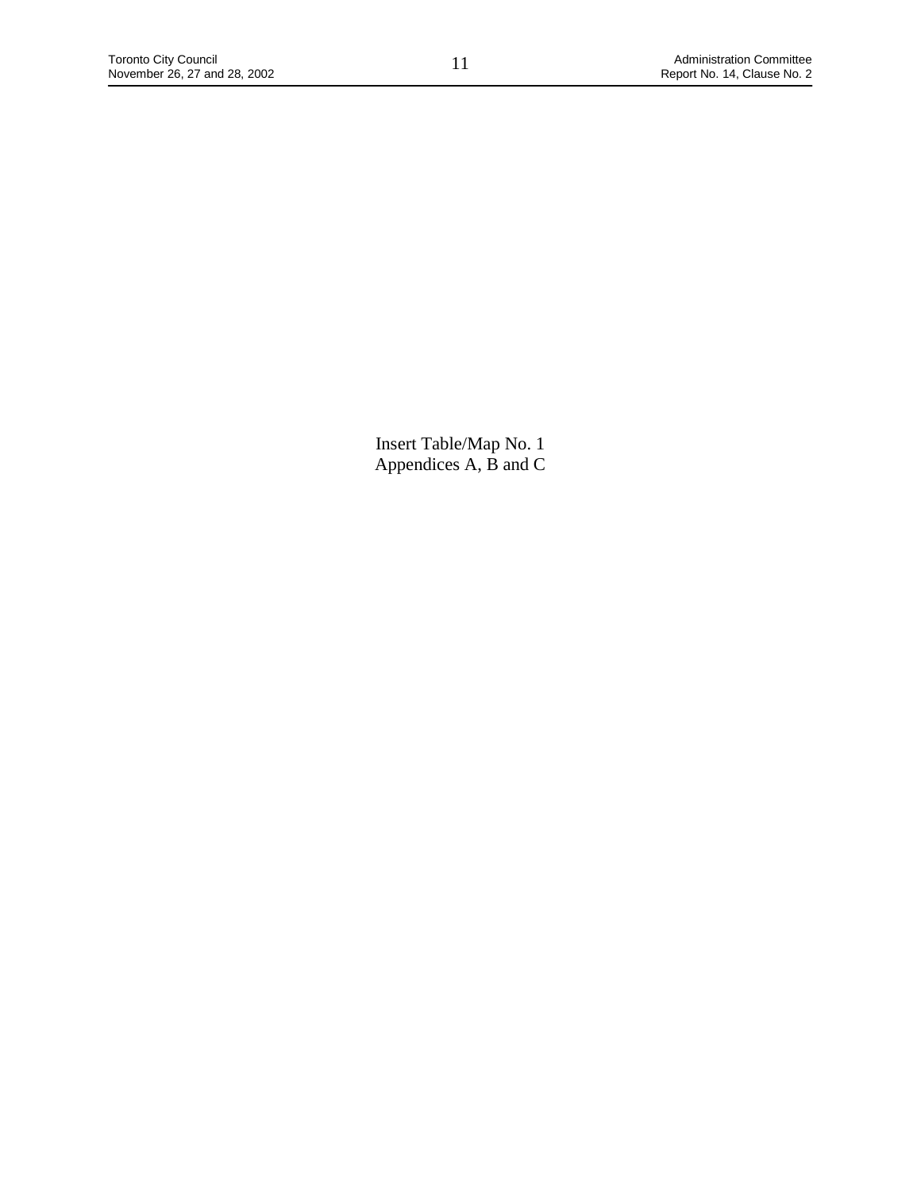Insert Table/Map No. 1
Appendices A, B and C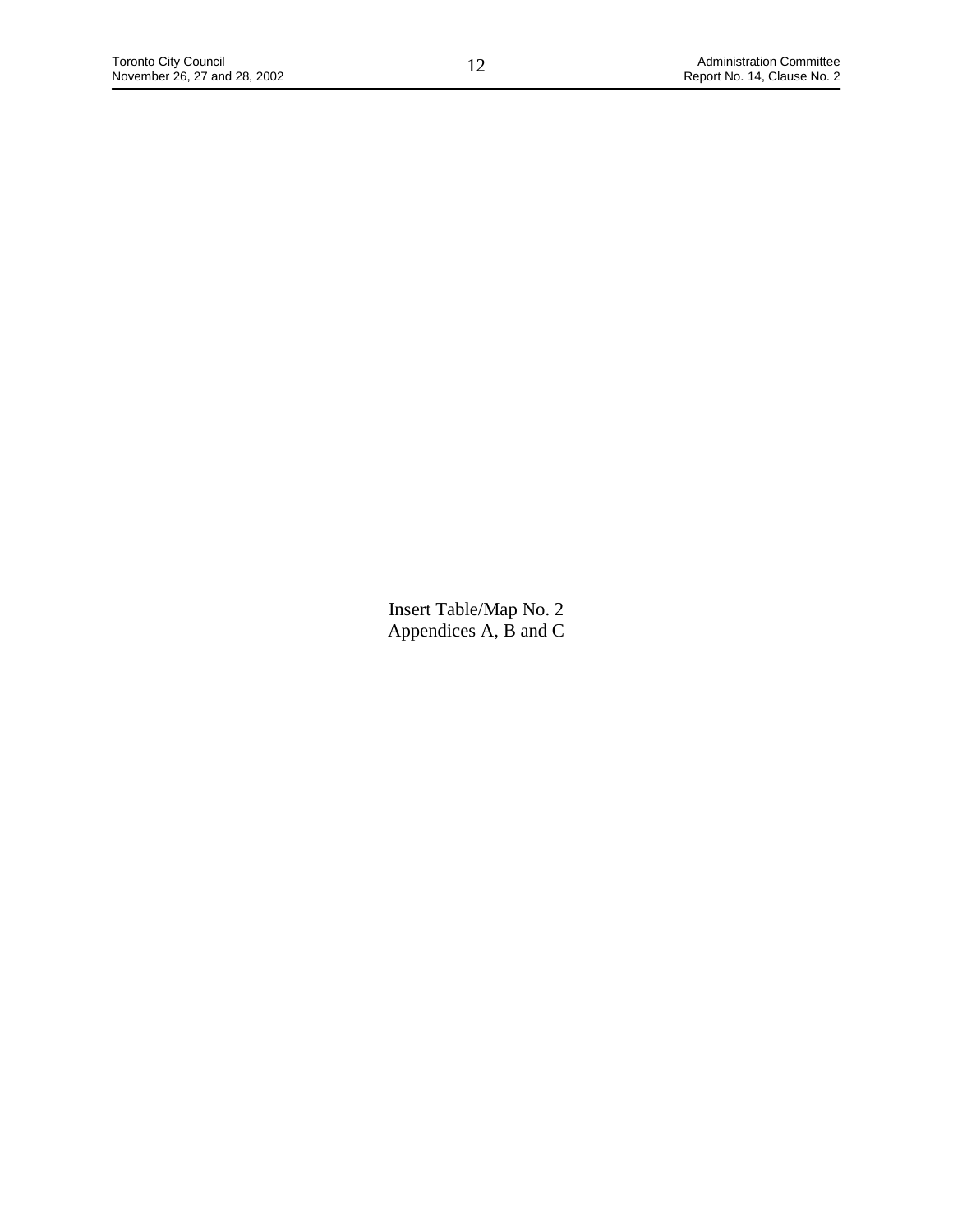Insert Table/Map No. 2
Appendices A, B and C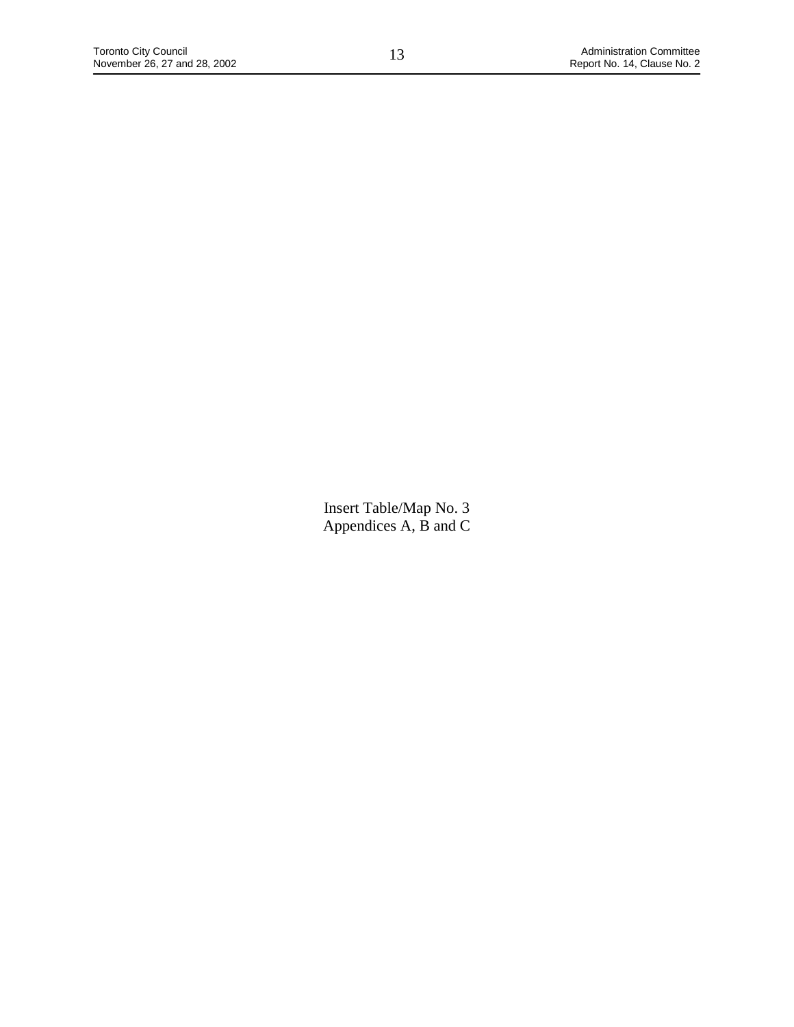Insert Table/Map No. 3
Appendices A, B and C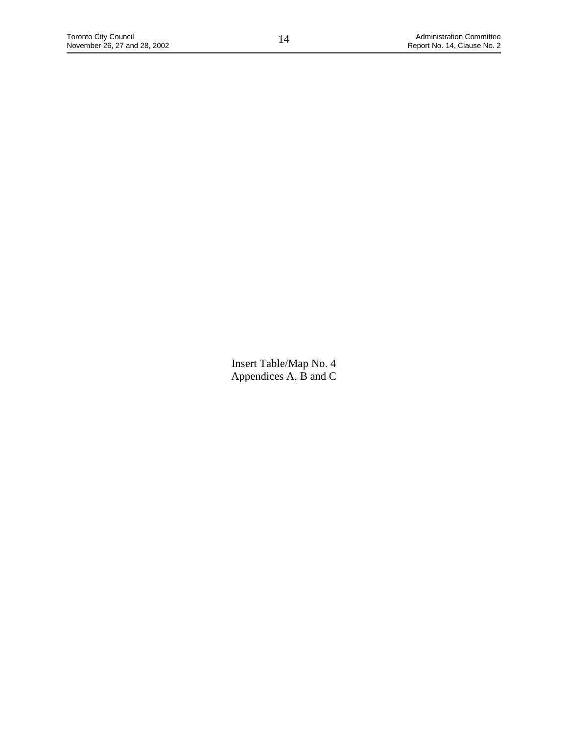Insert Table/Map No. 4
Appendices A, B and C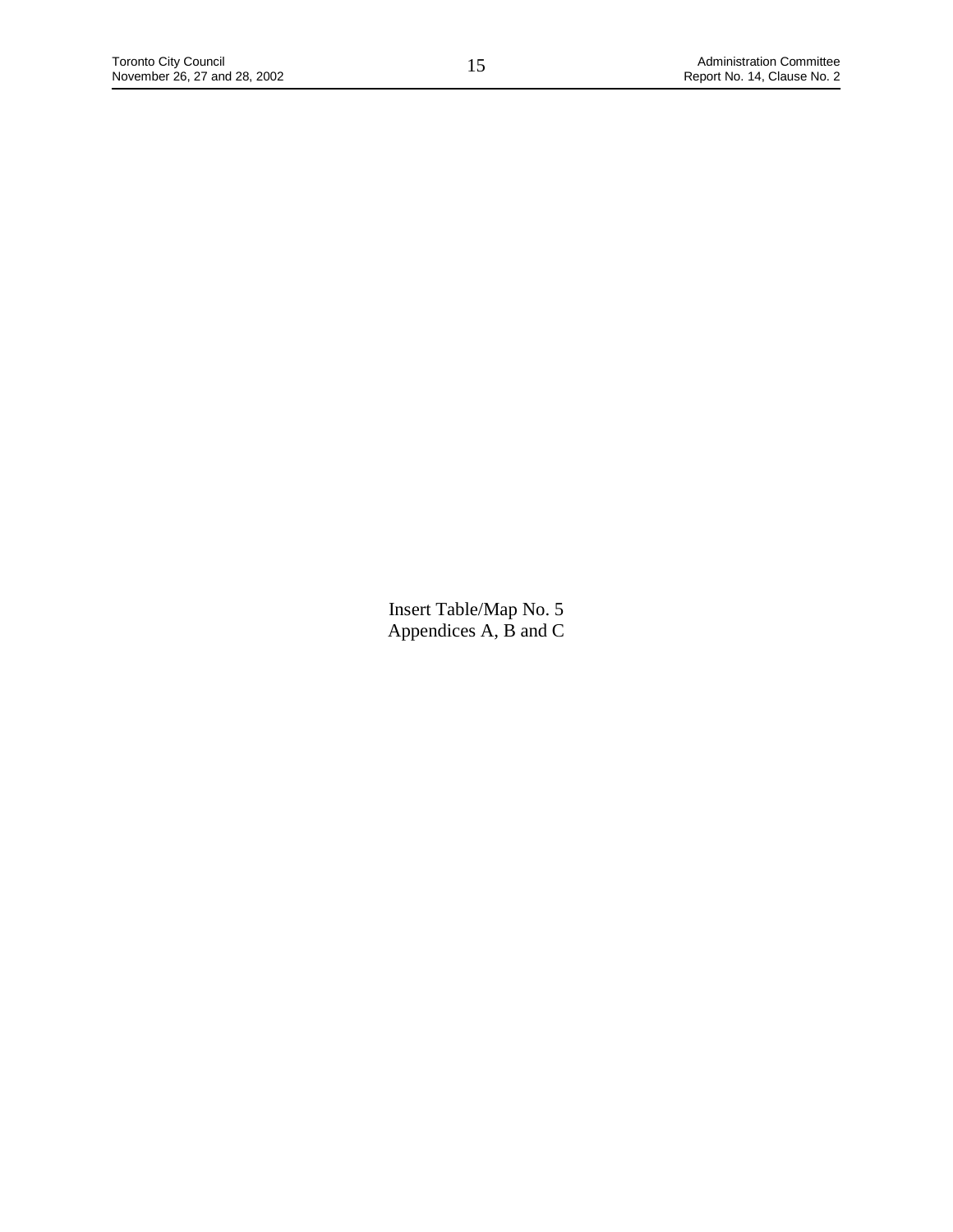Insert Table/Map No. 5
Appendices A, B and C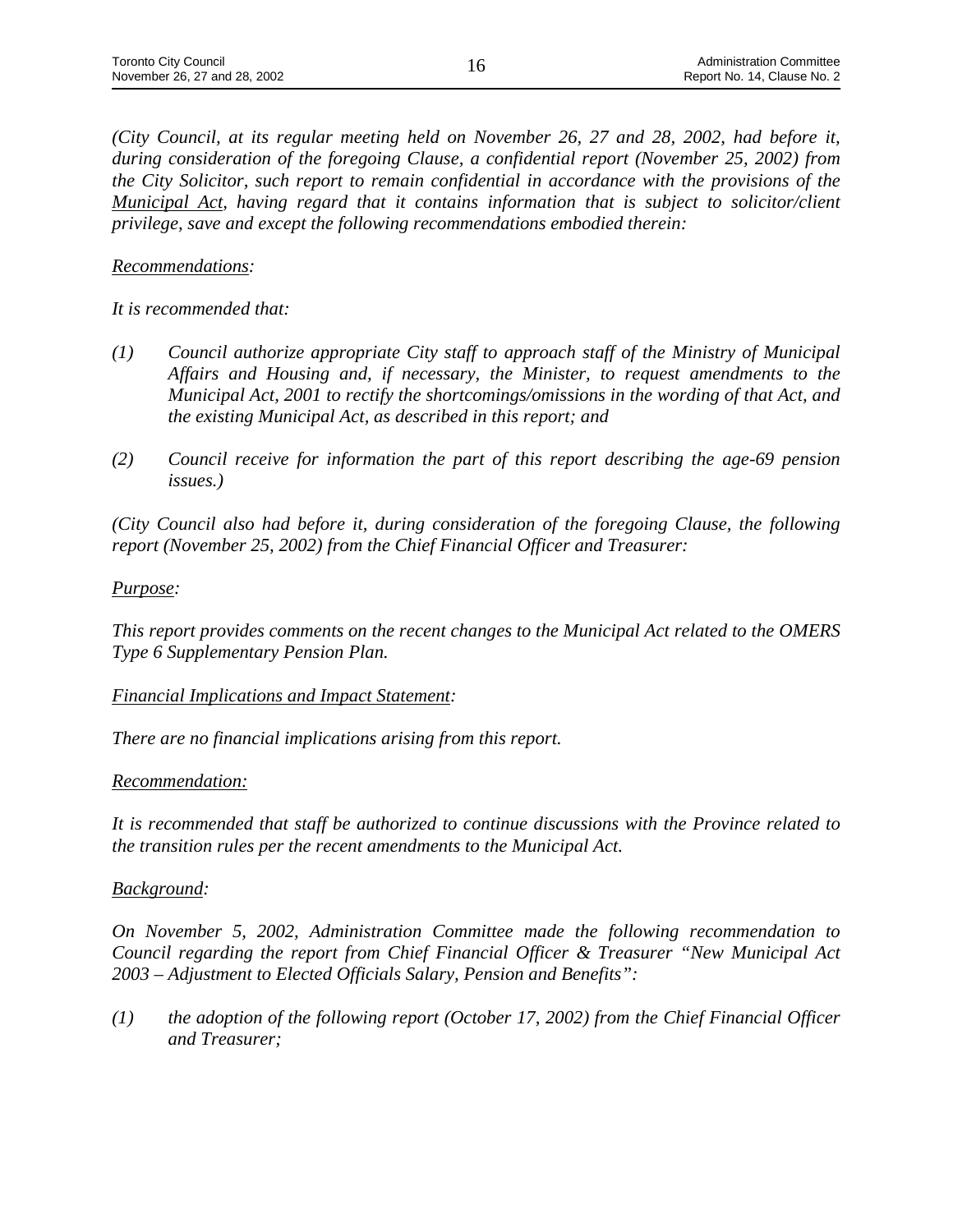*(City Council, at its regular meeting held on November 26, 27 and 28, 2002, had before it, during consideration of the foregoing Clause, a confidential report (November 25, 2002) from the City Solicitor, such report to remain confidential in accordance with the provisions of the Municipal Act, having regard that it contains information that is subject to solicitor/client privilege, save and except the following recommendations embodied therein:*

*Recommendations:*

*It is recommended that:*

*(1) Council authorize appropriate City staff to approach staff of the Ministry of Municipal Affairs and Housing and, if necessary, the Minister, to request amendments to the Municipal Act, 2001 to rectify the shortcomings/omissions in the wording of that Act, and the existing Municipal Act, as described in this report; and*

*(2) Council receive for information the part of this report describing the age-69 pension issues.)*

*(City Council also had before it, during consideration of the foregoing Clause, the following report (November 25, 2002) from the Chief Financial Officer and Treasurer:*

*Purpose:*

*This report provides comments on the recent changes to the Municipal Act related to the OMERS Type 6 Supplementary Pension Plan.*

*Financial Implications and Impact Statement:*

*There are no financial implications arising from this report.*

*Recommendation:*

*It is recommended that staff be authorized to continue discussions with the Province related to the transition rules per the recent amendments to the Municipal Act.*

*Background:*

*On November 5, 2002, Administration Committee made the following recommendation to Council regarding the report from Chief Financial Officer & Treasurer "New Municipal Act 2003 – Adjustment to Elected Officials Salary, Pension and Benefits":*

*(1) the adoption of the following report (October 17, 2002) from the Chief Financial Officer and Treasurer;*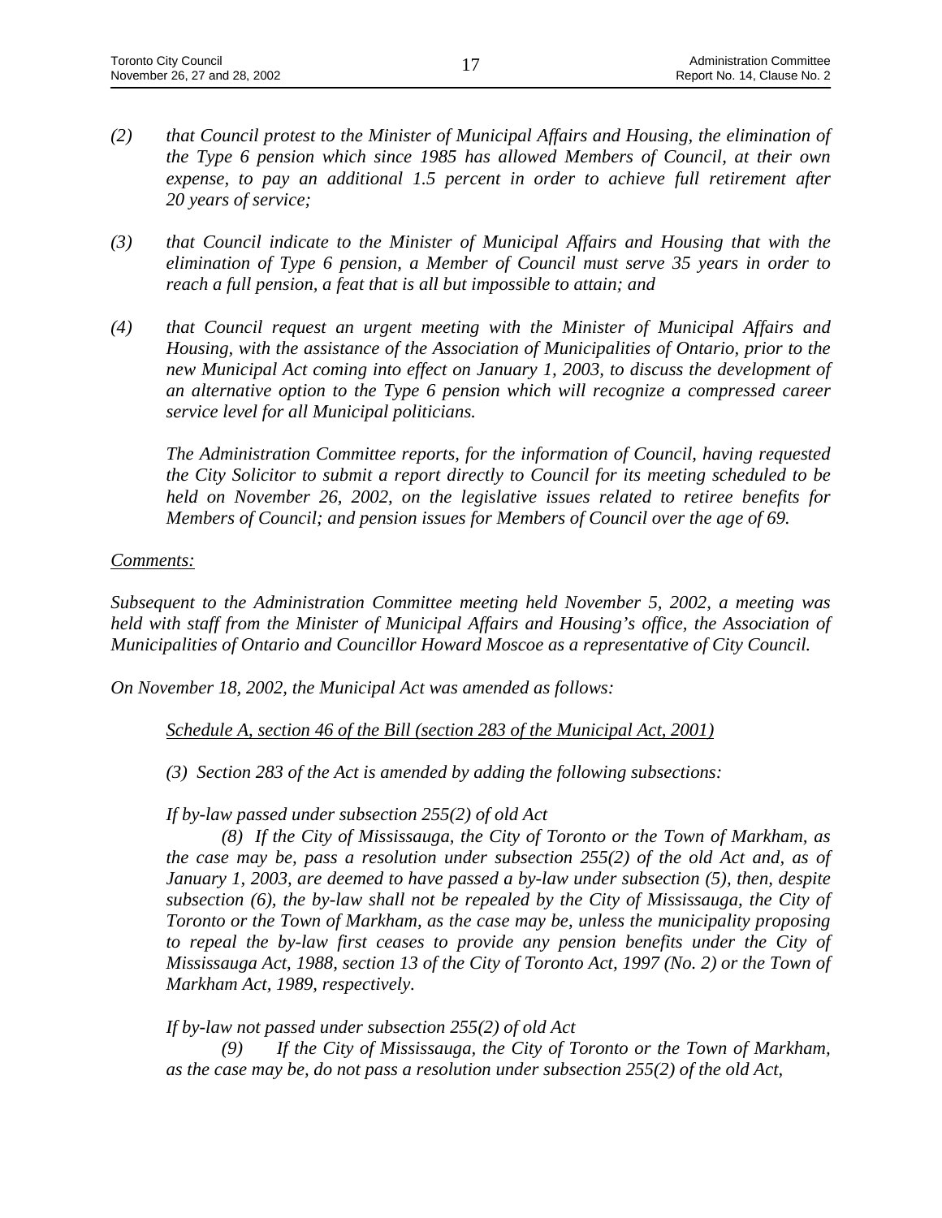*(2) that Council protest to the Minister of Municipal Affairs and Housing, the elimination of the Type 6 pension which since 1985 has allowed Members of Council, at their own expense, to pay an additional 1.5 percent in order to achieve full retirement after 20 years of service;*

*(3) that Council indicate to the Minister of Municipal Affairs and Housing that with the elimination of Type 6 pension, a Member of Council must serve 35 years in order to reach a full pension, a feat that is all but impossible to attain; and*

*(4) that Council request an urgent meeting with the Minister of Municipal Affairs and Housing, with the assistance of the Association of Municipalities of Ontario, prior to the new Municipal Act coming into effect on January 1, 2003, to discuss the development of an alternative option to the Type 6 pension which will recognize a compressed career service level for all Municipal politicians.*

*The Administration Committee reports, for the information of Council, having requested the City Solicitor to submit a report directly to Council for its meeting scheduled to be held on November 26, 2002, on the legislative issues related to retiree benefits for Members of Council; and pension issues for Members of Council over the age of 69.*

*Comments:*

*Subsequent to the Administration Committee meeting held November 5, 2002, a meeting was held with staff from the Minister of Municipal Affairs and Housing's office, the Association of Municipalities of Ontario and Councillor Howard Moscoe as a representative of City Council.*

*On November 18, 2002, the Municipal Act was amended as follows:*

*Schedule A, section 46 of the Bill (section 283 of the Municipal Act, 2001)*

*(3) Section 283 of the Act is amended by adding the following subsections:*

*If by-law passed under subsection 255(2) of old Act*

*(8) If the City of Mississauga, the City of Toronto or the Town of Markham, as the case may be, pass a resolution under subsection 255(2) of the old Act and, as of January 1, 2003, are deemed to have passed a by-law under subsection (5), then, despite subsection (6), the by-law shall not be repealed by the City of Mississauga, the City of Toronto or the Town of Markham, as the case may be, unless the municipality proposing to repeal the by-law first ceases to provide any pension benefits under the City of Mississauga Act, 1988, section 13 of the City of Toronto Act, 1997 (No. 2) or the Town of Markham Act, 1989, respectively.*

*If by-law not passed under subsection 255(2) of old Act*

*(9) If the City of Mississauga, the City of Toronto or the Town of Markham, as the case may be, do not pass a resolution under subsection 255(2) of the old Act,*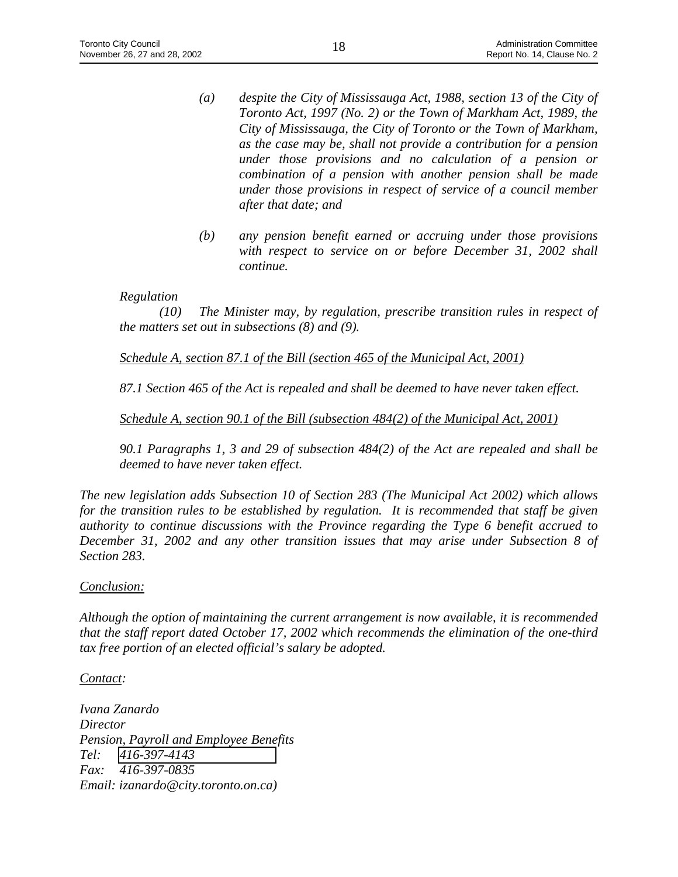*(a) despite the City of Mississauga Act, 1988, section 13 of the City of Toronto Act, 1997 (No. 2) or the Town of Markham Act, 1989, the City of Mississauga, the City of Toronto or the Town of Markham, as the case may be, shall not provide a contribution for a pension under those provisions and no calculation of a pension or combination of a pension with another pension shall be made under those provisions in respect of service of a council member after that date; and*

*(b) any pension benefit earned or accruing under those provisions with respect to service on or before December 31, 2002 shall continue.*

*Regulation*

*(10) The Minister may, by regulation, prescribe transition rules in respect of the matters set out in subsections (8) and (9).*

*Schedule A, section 87.1 of the Bill (section 465 of the Municipal Act, 2001)*

*87.1 Section 465 of the Act is repealed and shall be deemed to have never taken effect.*

*Schedule A, section 90.1 of the Bill (subsection 484(2) of the Municipal Act, 2001)*

*90.1 Paragraphs 1, 3 and 29 of subsection 484(2) of the Act are repealed and shall be deemed to have never taken effect.*

*The new legislation adds Subsection 10 of Section 283 (The Municipal Act 2002) which allows for the transition rules to be established by regulation. It is recommended that staff be given authority to continue discussions with the Province regarding the Type 6 benefit accrued to December 31, 2002 and any other transition issues that may arise under Subsection 8 of Section 283.*

*Conclusion:*

*Although the option of maintaining the current arrangement is now available, it is recommended that the staff report dated October 17, 2002 which recommends the elimination of the one-third tax free portion of an elected official's salary be adopted.*

*Contact:*

*Ivana Zanardo*
*Director*
*Pension, Payroll and Employee Benefits*
*Tel: 416-397-4143*
*Fax: 416-397-0835*
*Email: izanardo@city.toronto.on.ca)*